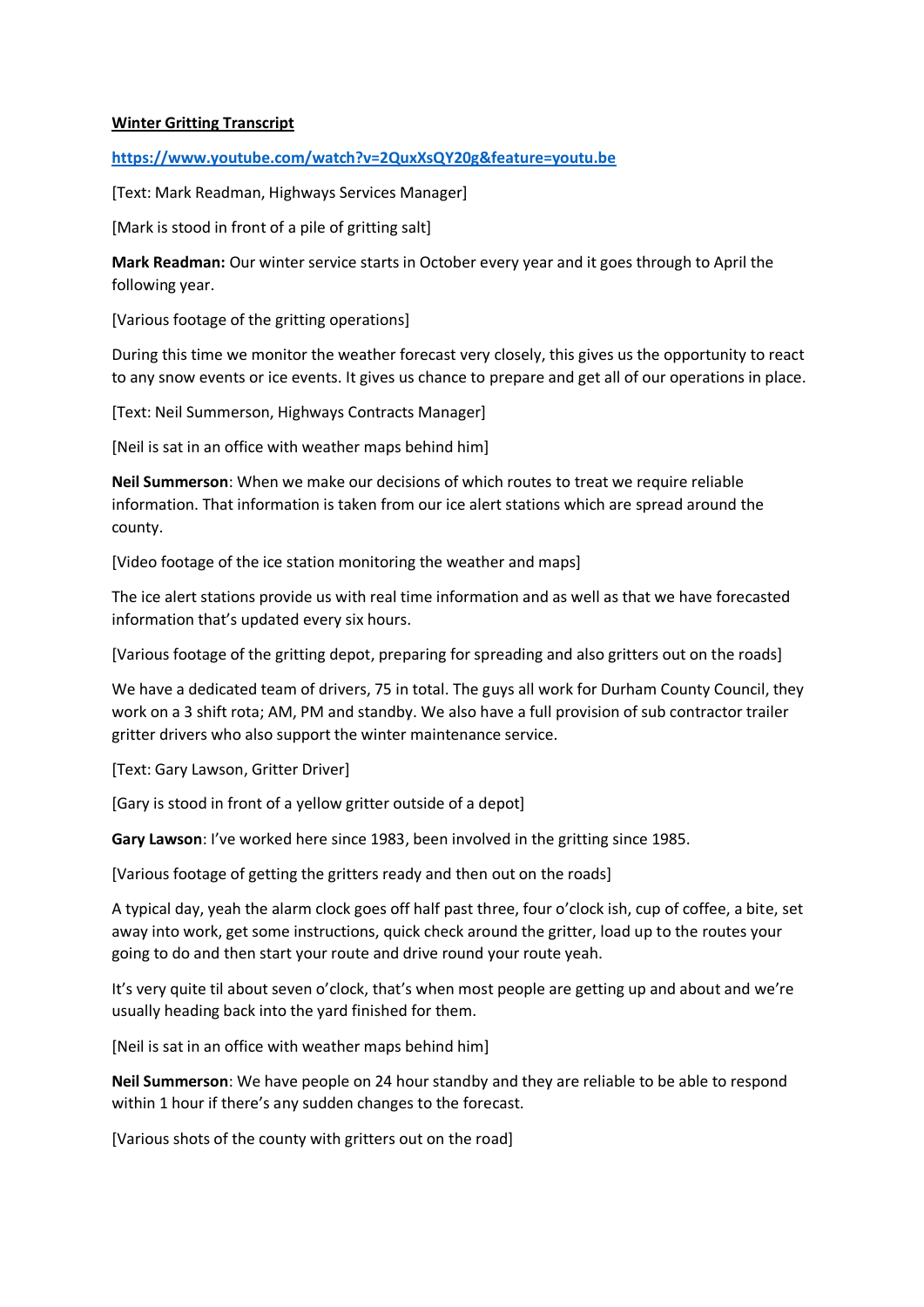**<u>Winter Gritting Transcript</u>**

[https://www.youtube.com/watch?v=2QuxXsQY20g&feature=youtu.be](https://www.youtube.com/watch?v=2QuxXsQY20g&feature=youtu.be)

[Text: Mark Readman, Highways Services Manager]

[Mark is stood in front of a pile of gritting salt]

**Mark Readman:** Our winter service starts in October every year and it goes through to April the following year.

[Various footage of the gritting operations]

During this time we monitor the weather forecast very closely, this gives us the opportunity to react to any snow events or ice events. It gives us chance to prepare and get all of our operations in place.

[Text: Neil Summerson, Highways Contracts Manager]

[Neil is sat in an office with weather maps behind him]

**Neil Summerson**: When we make our decisions of which routes to treat we require reliable information. That information is taken from our ice alert stations which are spread around the county.

[Video footage of the ice station monitoring the weather and maps]

The ice alert stations provide us with real time information and as well as that we have forecasted information that's updated every six hours.

[Various footage of the gritting depot, preparing for spreading and also gritters out on the roads]

We have a dedicated team of drivers, 75 in total. The guys all work for Durham County Council, they work on a 3 shift rota; AM, PM and standby. We also have a full provision of sub contractor trailer gritter drivers who also support the winter maintenance service.

[Text: Gary Lawson, Gritter Driver]

[Gary is stood in front of a yellow gritter outside of a depot]

**Gary Lawson**: I've worked here since 1983, been involved in the gritting since 1985.

[Various footage of getting the gritters ready and then out on the roads]

A typical day, yeah the alarm clock goes off half past three, four o'clock ish, cup of coffee, a bite, set away into work, get some instructions, quick check around the gritter, load up to the routes your going to do and then start your route and drive round your route yeah.

It's very quite til about seven o'clock, that's when most people are getting up and about and we're usually heading back into the yard finished for them.

[Neil is sat in an office with weather maps behind him]

**Neil Summerson**: We have people on 24 hour standby and they are reliable to be able to respond within 1 hour if there's any sudden changes to the forecast.

[Various shots of the county with gritters out on the road]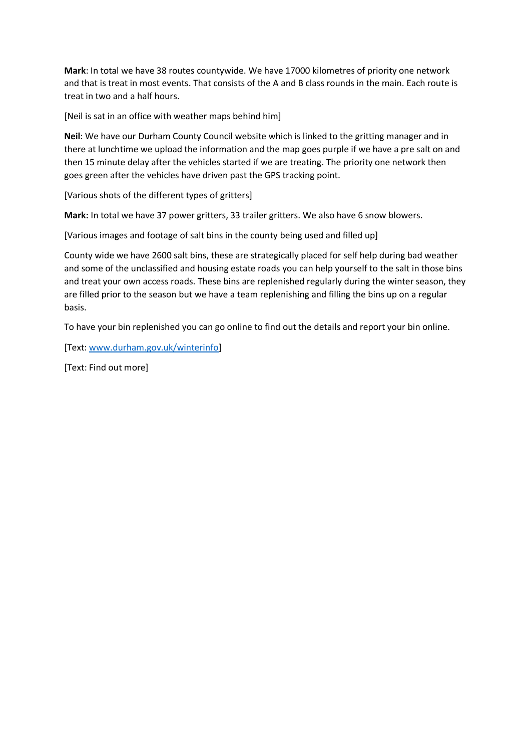**Mark**: In total we have 38 routes countywide. We have 17000 kilometres of priority one network and that is treat in most events. That consists of the A and B class rounds in the main. Each route is treat in two and a half hours.

[Neil is sat in an office with weather maps behind him]

**Neil**: We have our Durham County Council website which is linked to the gritting manager and in there at lunchtime we upload the information and the map goes purple if we have a pre salt on and then 15 minute delay after the vehicles started if we are treating. The priority one network then goes green after the vehicles have driven past the GPS tracking point.

[Various shots of the different types of gritters]

**Mark:** In total we have 37 power gritters, 33 trailer gritters. We also have 6 snow blowers.

[Various images and footage of salt bins in the county being used and filled up]

County wide we have 2600 salt bins, these are strategically placed for self help during bad weather and some of the unclassified and housing estate roads you can help yourself to the salt in those bins and treat your own access roads. These bins are replenished regularly during the winter season, they are filled prior to the season but we have a team replenishing and filling the bins up on a regular basis.

To have your bin replenished you can go online to find out the details and report your bin online.

[Text: www.durham.gov.uk/winterinfo]

[Text: Find out more]